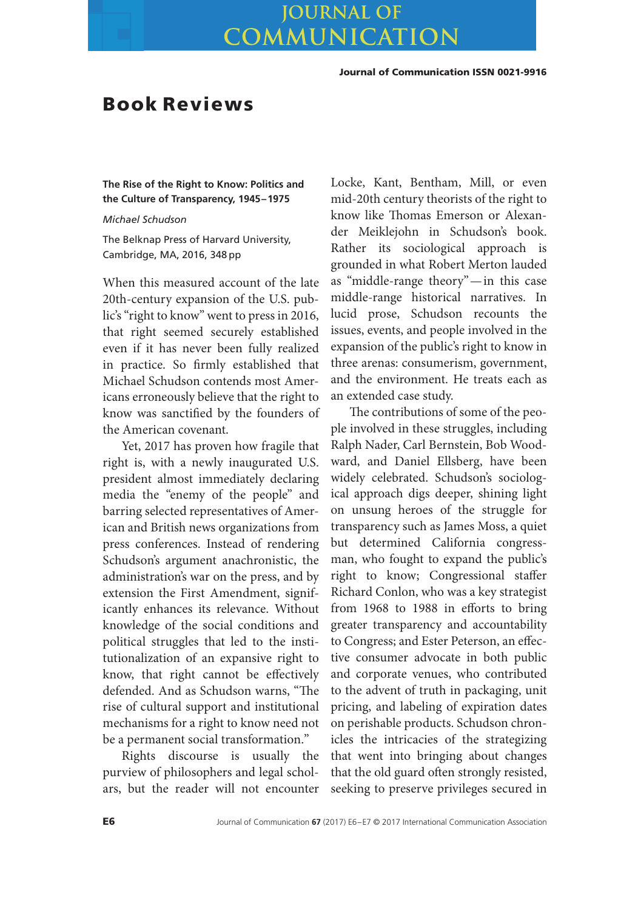# Book Reviews

**The Rise of the Right to Know: Politics and the Culture of Transparency, 1945–1975**

*Michael Schudson*

The Belknap Press of Harvard University, Cambridge, MA, 2016, 348 pp

When this measured account of the late 20th-century expansion of the U.S. public's "right to know" went to press in 2016, that right seemed securely established even if it has never been fully realized in practice. So firmly established that Michael Schudson contends most Americans erroneously believe that the right to know was sanctified by the founders of the American covenant.

Yet, 2017 has proven how fragile that right is, with a newly inaugurated U.S. president almost immediately declaring media the "enemy of the people" and barring selected representatives of American and British news organizations from press conferences. Instead of rendering Schudson's argument anachronistic, the administration's war on the press, and by extension the First Amendment, significantly enhances its relevance. Without knowledge of the social conditions and political struggles that led to the institutionalization of an expansive right to know, that right cannot be effectively defended. And as Schudson warns, "The rise of cultural support and institutional mechanisms for a right to know need not be a permanent social transformation."

Rights discourse is usually the purview of philosophers and legal scholars, but the reader will not encounter Locke, Kant, Bentham, Mill, or even mid-20th century theorists of the right to know like Thomas Emerson or Alexander Meiklejohn in Schudson's book. Rather its sociological approach is grounded in what Robert Merton lauded as "middle-range theory"—in this case middle-range historical narratives. In lucid prose, Schudson recounts the issues, events, and people involved in the expansion of the public's right to know in three arenas: consumerism, government, and the environment. He treats each as an extended case study.

The contributions of some of the people involved in these struggles, including Ralph Nader, Carl Bernstein, Bob Woodward, and Daniel Ellsberg, have been widely celebrated. Schudson's sociological approach digs deeper, shining light on unsung heroes of the struggle for transparency such as James Moss, a quiet but determined California congressman, who fought to expand the public's right to know; Congressional staffer Richard Conlon, who was a key strategist from 1968 to 1988 in efforts to bring greater transparency and accountability to Congress; and Ester Peterson, an effective consumer advocate in both public and corporate venues, who contributed to the advent of truth in packaging, unit pricing, and labeling of expiration dates on perishable products. Schudson chronicles the intricacies of the strategizing that went into bringing about changes that the old guard often strongly resisted, seeking to preserve privileges secured in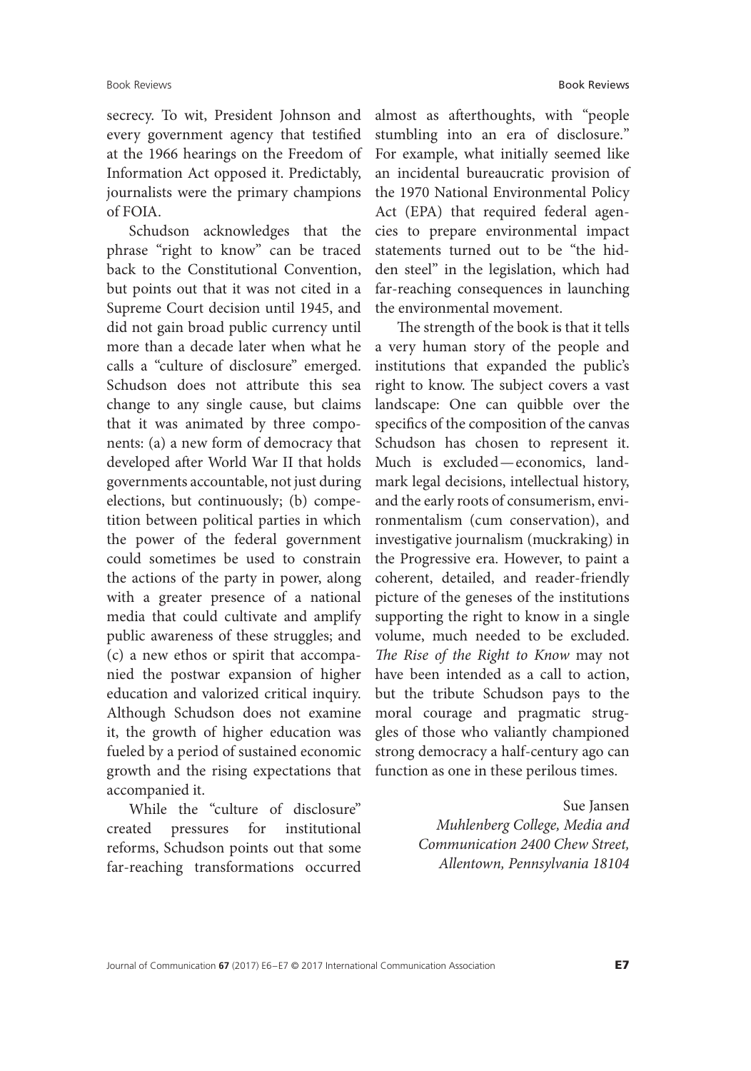secrecy. To wit, President Johnson and every government agency that testified at the 1966 hearings on the Freedom of Information Act opposed it. Predictably, journalists were the primary champions of FOIA.

Schudson acknowledges that the phrase "right to know" can be traced back to the Constitutional Convention, but points out that it was not cited in a Supreme Court decision until 1945, and did not gain broad public currency until more than a decade later when what he calls a "culture of disclosure" emerged. Schudson does not attribute this sea change to any single cause, but claims that it was animated by three components: (a) a new form of democracy that developed after World War II that holds governments accountable, not just during elections, but continuously; (b) competition between political parties in which the power of the federal government could sometimes be used to constrain the actions of the party in power, along with a greater presence of a national media that could cultivate and amplify public awareness of these struggles; and (c) a new ethos or spirit that accompanied the postwar expansion of higher education and valorized critical inquiry. Although Schudson does not examine it, the growth of higher education was fueled by a period of sustained economic growth and the rising expectations that accompanied it.

While the "culture of disclosure" created pressures for institutional reforms, Schudson points out that some far-reaching transformations occurred almost as afterthoughts, with "people stumbling into an era of disclosure." For example, what initially seemed like an incidental bureaucratic provision of the 1970 National Environmental Policy Act (EPA) that required federal agencies to prepare environmental impact statements turned out to be "the hidden steel" in the legislation, which had far-reaching consequences in launching the environmental movement.

The strength of the book is that it tells a very human story of the people and institutions that expanded the public's right to know. The subject covers a vast landscape: One can quibble over the specifics of the composition of the canvas Schudson has chosen to represent it. Much is excluded—economics, landmark legal decisions, intellectual history, and the early roots of consumerism, environmentalism (cum conservation), and investigative journalism (muckraking) in the Progressive era. However, to paint a coherent, detailed, and reader-friendly picture of the geneses of the institutions supporting the right to know in a single volume, much needed to be excluded. *The Rise of the Right to Know* may not have been intended as a call to action, but the tribute Schudson pays to the moral courage and pragmatic struggles of those who valiantly championed strong democracy a half-century ago can function as one in these perilous times.

Sue Jansen
*Muhlenberg College, Media and Communication 2400 Chew Street, Allentown, Pennsylvania 18104*